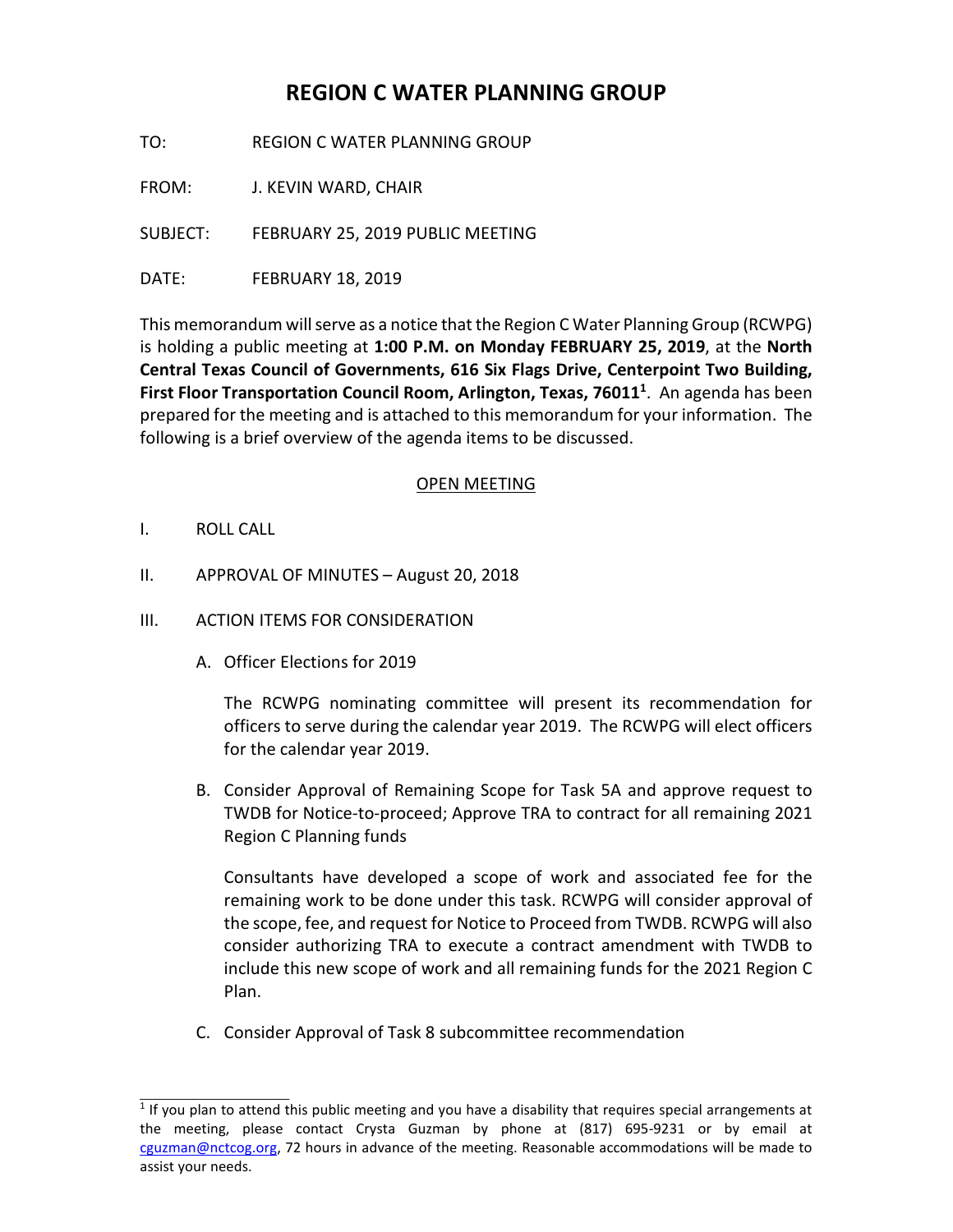# REGION C WATER PLANNING GROUP

TO: REGION C WATER PLANNING GROUP

FROM: J. KEVIN WARD, CHAIR

SUBJECT: FEBRUARY 25, 2019 PUBLIC MEETING

DATE: FEBRUARY 18, 2019

This memorandum will serve as a notice that the Region C Water Planning Group (RCWPG) is holding a public meeting at **1:00 P.M. on Monday FEBRUARY 25, 2019**, at the **North Central Texas Council of Governments, 616 Six Flags Drive, Centerpoint Two Building, First Floor Transportation Council Room, Arlington, Texas, 76011**[1]. An agenda has been prepared for the meeting and is attached to this memorandum for your information. The following is a brief overview of the agenda items to be discussed.

<u>OPEN MEETING</u>

I. ROLL CALL

II. APPROVAL OF MINUTES – August 20, 2018

III. ACTION ITEMS FOR CONSIDERATION

A. Officer Elections for 2019

The RCWPG nominating committee will present its recommendation for officers to serve during the calendar year 2019. The RCWPG will elect officers for the calendar year 2019.

B. Consider Approval of Remaining Scope for Task 5A and approve request to TWDB for Notice-to-proceed; Approve TRA to contract for all remaining 2021 Region C Planning funds

Consultants have developed a scope of work and associated fee for the remaining work to be done under this task. RCWPG will consider approval of the scope, fee, and request for Notice to Proceed from TWDB. RCWPG will also consider authorizing TRA to execute a contract amendment with TWDB to include this new scope of work and all remaining funds for the 2021 Region C Plan.

C. Consider Approval of Task 8 subcommittee recommendation

---

[1] If you plan to attend this public meeting and you have a disability that requires special arrangements at the meeting, please contact Crysta Guzman by phone at (817) 695-9231 or by email at cguzman@nctcog.org, 72 hours in advance of the meeting. Reasonable accommodations will be made to assist your needs.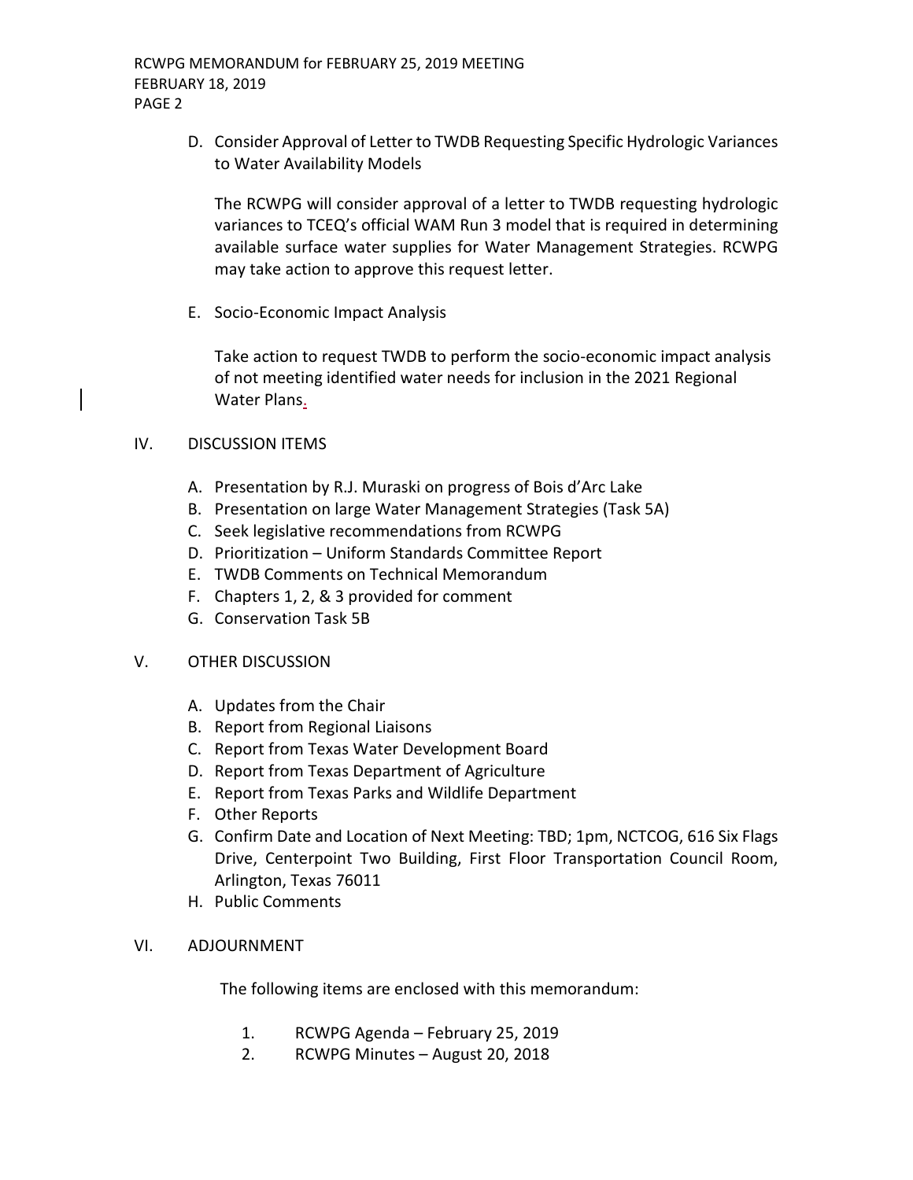D. Consider Approval of Letter to TWDB Requesting Specific Hydrologic Variances to Water Availability Models

The RCWPG will consider approval of a letter to TWDB requesting hydrologic variances to TCEQ's official WAM Run 3 model that is required in determining available surface water supplies for Water Management Strategies. RCWPG may take action to approve this request letter.

E. Socio-Economic Impact Analysis

Take action to request TWDB to perform the socio-economic impact analysis of not meeting identified water needs for inclusion in the 2021 Regional Water Plans.

## IV. DISCUSSION ITEMS

A. Presentation by R.J. Muraski on progress of Bois d'Arc Lake
B. Presentation on large Water Management Strategies (Task 5A)
C. Seek legislative recommendations from RCWPG
D. Prioritization – Uniform Standards Committee Report
E. TWDB Comments on Technical Memorandum
F. Chapters 1, 2, & 3 provided for comment
G. Conservation Task 5B

## V. OTHER DISCUSSION

A. Updates from the Chair
B. Report from Regional Liaisons
C. Report from Texas Water Development Board
D. Report from Texas Department of Agriculture
E. Report from Texas Parks and Wildlife Department
F. Other Reports
G. Confirm Date and Location of Next Meeting: TBD; 1pm, NCTCOG, 616 Six Flags Drive, Centerpoint Two Building, First Floor Transportation Council Room, Arlington, Texas 76011
H. Public Comments

## VI. ADJOURNMENT

The following items are enclosed with this memorandum:

1. RCWPG Agenda – February 25, 2019
2. RCWPG Minutes – August 20, 2018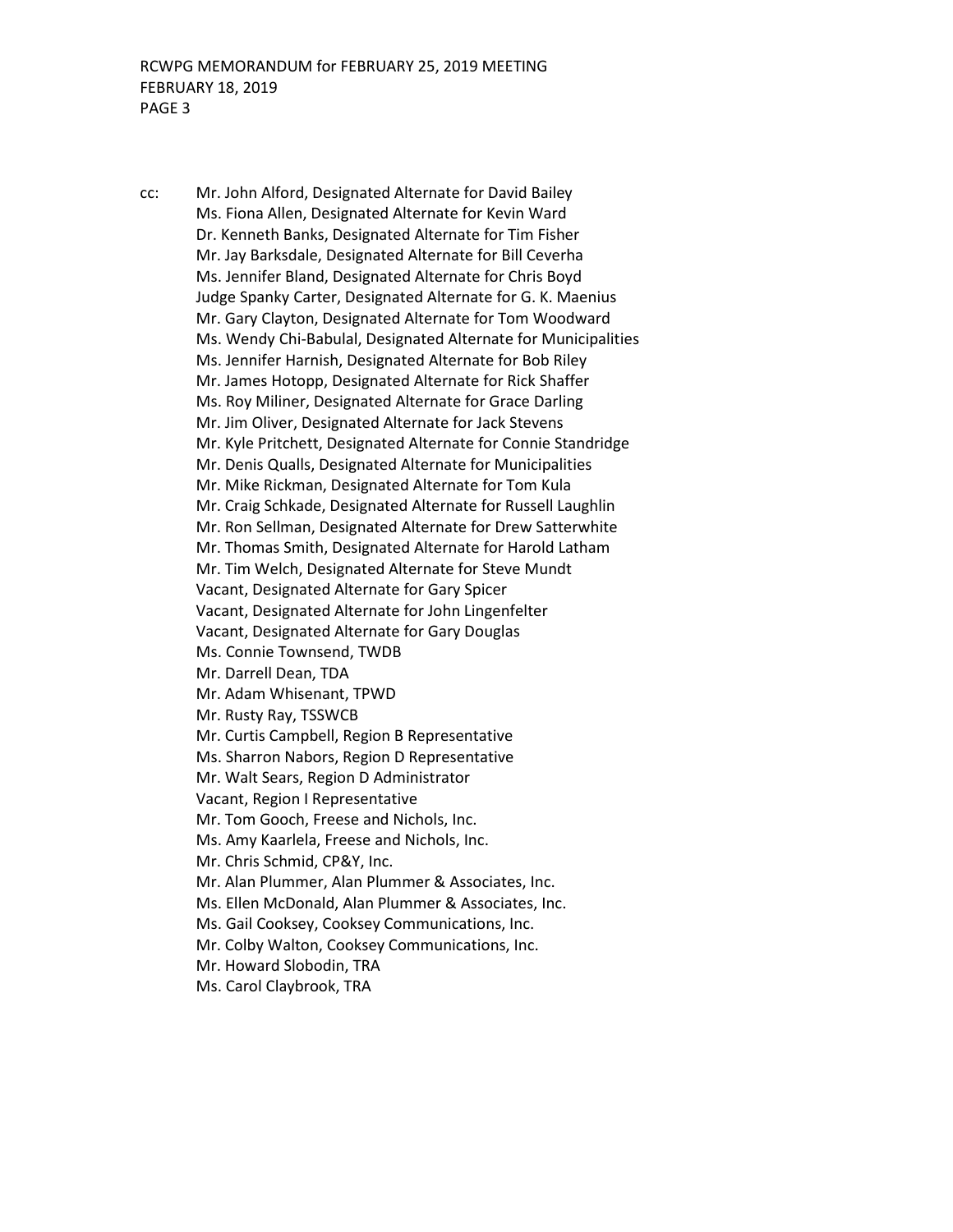cc: Mr. John Alford, Designated Alternate for David Bailey
Ms. Fiona Allen, Designated Alternate for Kevin Ward
Dr. Kenneth Banks, Designated Alternate for Tim Fisher
Mr. Jay Barksdale, Designated Alternate for Bill Ceverha
Ms. Jennifer Bland, Designated Alternate for Chris Boyd
Judge Spanky Carter, Designated Alternate for G. K. Maenius
Mr. Gary Clayton, Designated Alternate for Tom Woodward
Ms. Wendy Chi-Babulal, Designated Alternate for Municipalities
Ms. Jennifer Harnish, Designated Alternate for Bob Riley
Mr. James Hotopp, Designated Alternate for Rick Shaffer
Ms. Roy Miliner, Designated Alternate for Grace Darling
Mr. Jim Oliver, Designated Alternate for Jack Stevens
Mr. Kyle Pritchett, Designated Alternate for Connie Standridge
Mr. Denis Qualls, Designated Alternate for Municipalities
Mr. Mike Rickman, Designated Alternate for Tom Kula
Mr. Craig Schkade, Designated Alternate for Russell Laughlin
Mr. Ron Sellman, Designated Alternate for Drew Satterwhite
Mr. Thomas Smith, Designated Alternate for Harold Latham
Mr. Tim Welch, Designated Alternate for Steve Mundt
Vacant, Designated Alternate for Gary Spicer
Vacant, Designated Alternate for John Lingenfelter
Vacant, Designated Alternate for Gary Douglas
Ms. Connie Townsend, TWDB
Mr. Darrell Dean, TDA
Mr. Adam Whisenant, TPWD
Mr. Rusty Ray, TSSWCB
Mr. Curtis Campbell, Region B Representative
Ms. Sharron Nabors, Region D Representative
Mr. Walt Sears, Region D Administrator
Vacant, Region I Representative
Mr. Tom Gooch, Freese and Nichols, Inc.
Ms. Amy Kaarlela, Freese and Nichols, Inc.
Mr. Chris Schmid, CP&Y, Inc.
Mr. Alan Plummer, Alan Plummer & Associates, Inc.
Ms. Ellen McDonald, Alan Plummer & Associates, Inc.
Ms. Gail Cooksey, Cooksey Communications, Inc.
Mr. Colby Walton, Cooksey Communications, Inc.
Mr. Howard Slobodin, TRA
Ms. Carol Claybrook, TRA